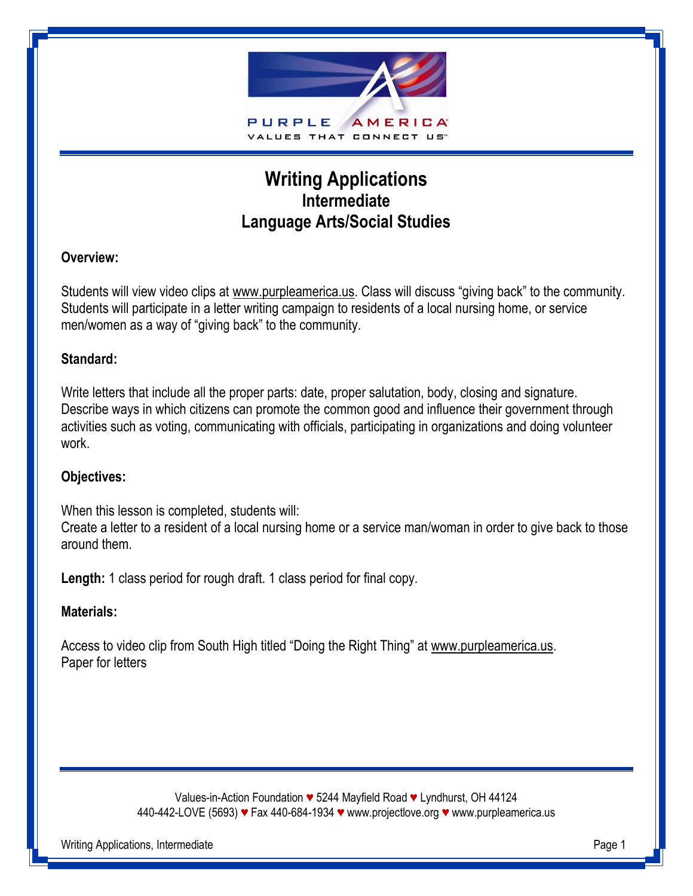# Writing Applications
## Intermediate
## Language Arts/Social Studies

**Overview:**

Students will view video clips at www.purpleamerica.us. Class will discuss "giving back" to the community. Students will participate in a letter writing campaign to residents of a local nursing home, or service men/women as a way of "giving back" to the community.

**Standard:**

Write letters that include all the proper parts: date, proper salutation, body, closing and signature. Describe ways in which citizens can promote the common good and influence their government through activities such as voting, communicating with officials, participating in organizations and doing volunteer work.

**Objectives:**

When this lesson is completed, students will:
Create a letter to a resident of a local nursing home or a service man/woman in order to give back to those around them.

**Length:** 1 class period for rough draft. 1 class period for final copy.

**Materials:**

Access to video clip from South High titled "Doing the Right Thing" at www.purpleamerica.us.
Paper for letters

Values-in-Action Foundation ♥ 5244 Mayfield Road ♥ Lyndhurst, OH 44124
440-442-LOVE (5693) ♥ Fax 440-684-1934 ♥ www.projectlove.org ♥ www.purpleamerica.us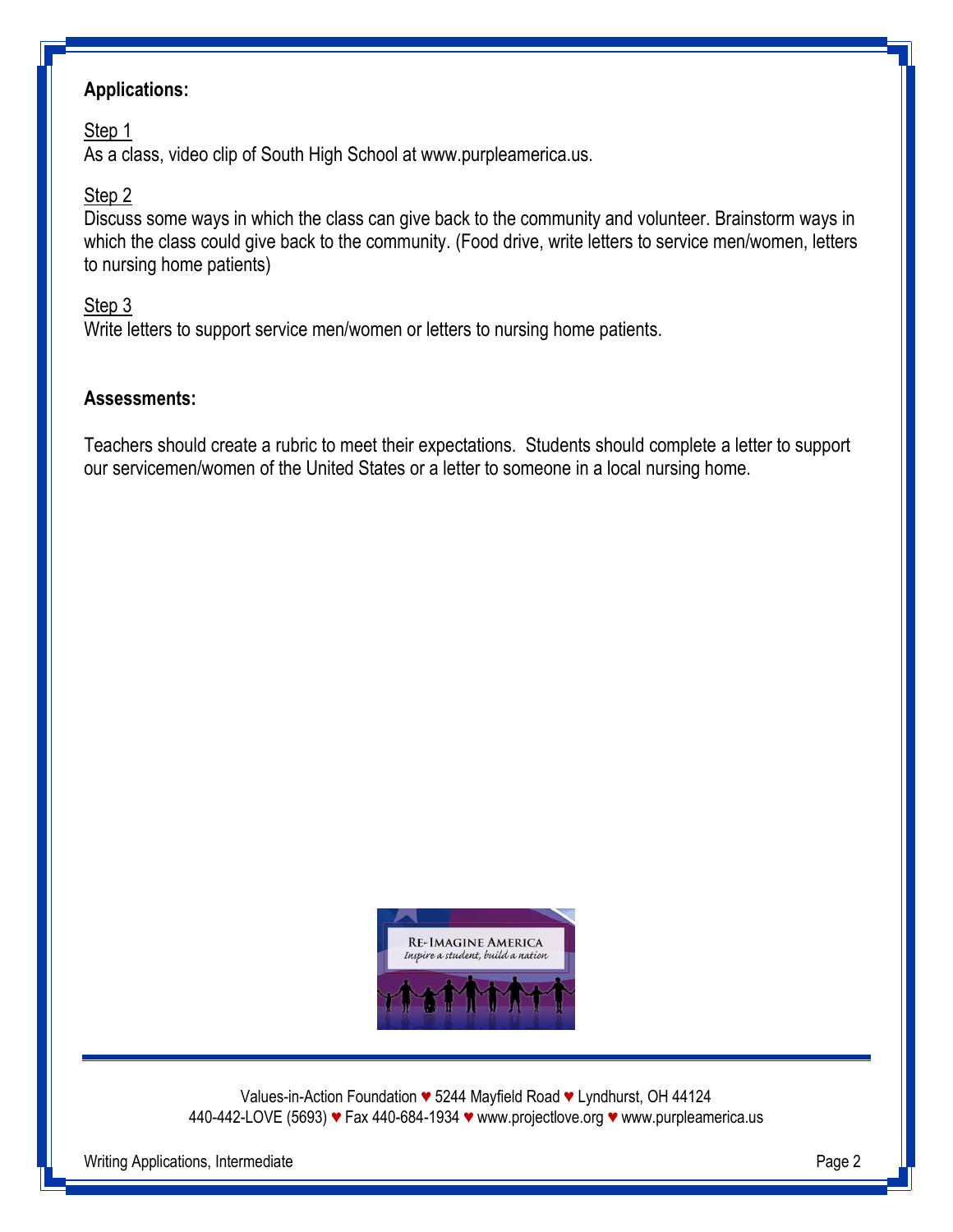**Applications:**

Step 1
As a class, video clip of South High School at www.purpleamerica.us.

Step 2
Discuss some ways in which the class can give back to the community and volunteer. Brainstorm ways in which the class could give back to the community. (Food drive, write letters to service men/women, letters to nursing home patients)

Step 3
Write letters to support service men/women or letters to nursing home patients.

**Assessments:**

Teachers should create a rubric to meet their expectations. Students should complete a letter to support our servicemen/women of the United States or a letter to someone in a local nursing home.

Values-in-Action Foundation ♥ 5244 Mayfield Road ♥ Lyndhurst, OH 44124
440-442-LOVE (5693) ♥ Fax 440-684-1934 ♥ www.projectlove.org ♥ www.purpleamerica.us